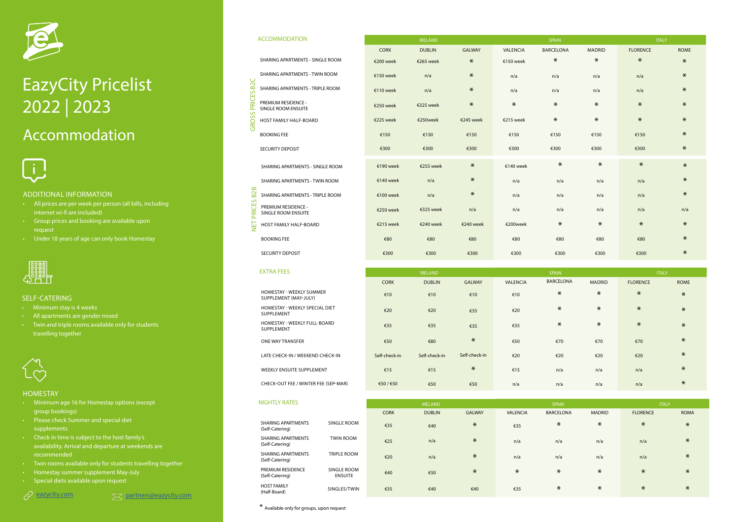# EazyCity Pricelist 2022 | 2023

## Accommodation

### ADDITIONAL INFORMATION

- All prices are per week per person (all bills, including internet wi-fi are included)
- Group prices and booking are available upon request
- Under 18 years of age can only book Homestay

### SELF-CATERING

- Minimum stay is 4 weeks
- All apartments are gender mixed
- Twin and triple rooms available only for students travelling together

### HOMESTAY

- Minimum age 16 for Homestay options (except group bookings)
- Please check Summer and special diet supplements
- Check in time is subject to the host family's availability. Arrival and departure at weekends are recommended
- Twin rooms available only for students travelling together
- Homestay summer supplement May-July
- Special diets available upon request

eazycity.com | partners@eazycity.com

### ACCOMMODATION

| | | IRELAND | | | SPAIN | | | ITALY | |
|---|---|---|---|---|---|---|---|---|---|
| | | CORK | DUBLIN | GALWAY | VALENCIA | BARCELONA | MADRID | FLORENCE | ROME |
| GROSS PRICES B2C | SHARING APARTMENTS - SINGLE ROOM | €200 week | €265 week | * | €150 week | * | * | * | * |
| | SHARING APARTMENTS - TWIN ROOM | €150 week | n/a | * | n/a | n/a | n/a | n/a | * |
| | SHARING APARTMENTS - TRIPLE ROOM | €110 week | n/a | * | n/a | n/a | n/a | n/a | * |
| | PREMIUM RESIDENCE - SINGLE ROOM ENSUITE | €250 week | €325 week | * | * | * | * | * | * |
| | HOST FAMILY HALF-BOARD | €225 week | €250week | €245 week | €215 week | * | * | * | * |
| | BOOKING FEE | €150 | €150 | €150 | €150 | €150 | €150 | €150 | * |
| | SECURITY DEPOSIT | €300 | €300 | €300 | €300 | €300 | €300 | €300 | * |
| NET PRICES B2B | SHARING APARTMENTS - SINGLE ROOM | €190 week | €255 week | * | €140 week | * | * | * | * |
| | SHARING APARTMENTS - TWIN ROOM | €140 week | n/a | * | n/a | n/a | n/a | n/a | * |
| | SHARING APARTMENTS - TRIPLE ROOM | €100 week | n/a | * | n/a | n/a | n/a | n/a | * |
| | PREMIUM RESIDENCE - SINGLE ROOM ENSUITE | €250 week | €325 week | n/a | n/a | n/a | n/a | n/a | n/a |
| | HOST FAMILY HALF-BOARD | €215 week | €240 week | €240 week | €200week | * | * | * | * |
| | BOOKING FEE | €80 | €80 | €80 | €80 | €80 | €80 | €80 | * |
| | SECURITY DEPOSIT | €300 | €300 | €300 | €300 | €300 | €300 | €300 | * |

### EXTRA FEES

| | IRELAND | | | SPAIN | | | ITALY | |
|---|---|---|---|---|---|---|---|---|
| | CORK | DUBLIN | GALWAY | VALENCIA | BARCELONA | MADRID | FLORENCE | ROME |
| HOMESTAY - WEEKLY SUMMER SUPPLEMENT (MAY-JULY) | €10 | €10 | €10 | €10 | * | * | * | * |
| HOMESTAY - WEEKLY SPECIAL DIET SUPPLEMENT | €20 | €20 | €35 | €20 | * | * | * | * |
| HOMESTAY - WEEKLY FULL-BOARD SUPPLEMENT | €35 | €35 | €35 | €35 | * | * | * | * |
| ONE WAY TRANSFER | €50 | €80 | * | €50 | €70 | €70 | €70 | * |
| LATE CHECK-IN / WEEKEND CHECK-IN | Self-check-in | Self-check-in | Self-check-in | €20 | €20 | €20 | €20 | * |
| WEEKLY ENSUITE SUPPLEMENT | €15 | €15 | * | €15 | n/a | n/a | n/a | * |
| CHECK-OUT FEE / WINTER FEE (SEP-MAR) | €50 / €50 | €50 | €50 | n/a | n/a | n/a | n/a | * |

### NIGHTLY RATES

| | | IRELAND | | | SPAIN | | | ITALY | |
|---|---|---|---|---|---|---|---|---|---|
| | | CORK | DUBLIN | GALWAY | VALENCIA | BARCELONA | MADRID | FLORENCE | ROMA |
| SHARING APARTMENTS (Self-Catering) | SINGLE ROOM | €35 | €40 | * | €35 | * | * | * | * |
| SHARING APARTMENTS (Self-Catering) | TWIN ROOM | €25 | n/a | * | n/a | n/a | n/a | n/a | * |
| SHARING APARTMENTS (Self-Catering) | TRIPLE ROOM | €20 | n/a | * | n/a | n/a | n/a | n/a | * |
| PREMIUM RESIDENCE (Self-Catering) | SINGLE ROOM ENSUITE | €40 | €50 | * | * | * | * | * | * |
| HOST FAMILY (Half-Board) | SINGLES/TWIN | €35 | €40 | €40 | €35 | * | * | * | * |

\* Available only for groups, upon request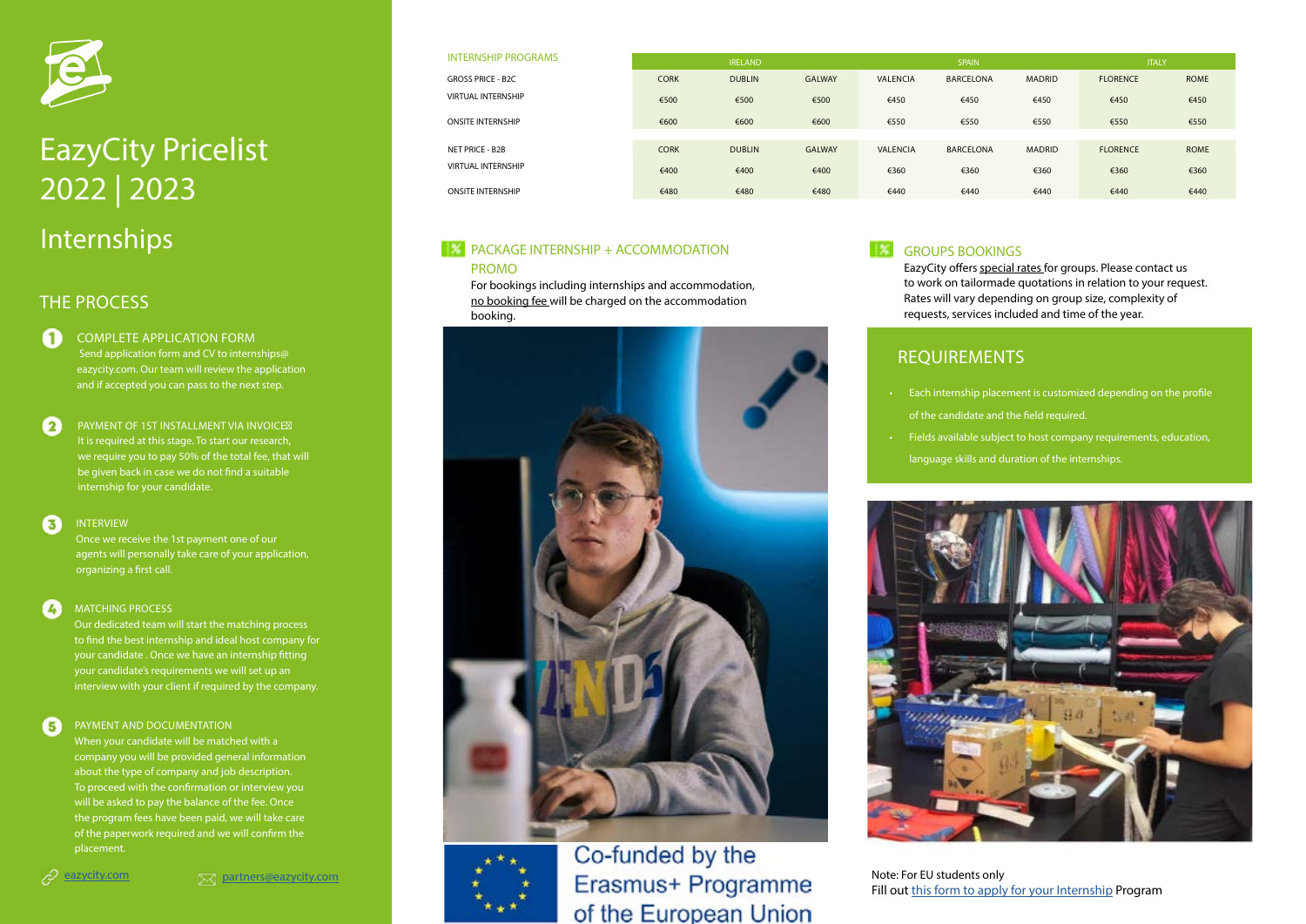# EazyCity Pricelist 2022 | 2023

## Internships

## THE PROCESS

1. **COMPLETE APPLICATION FORM**
   Send application form and CV to internships@eazycity.com. Our team will review the application and if accepted you can pass to the next step.

2. **PAYMENT OF 1ST INSTALLMENT VIA INVOICE**
   It is required at this stage. To start our research, we require you to pay 50% of the total fee, that will be given back in case we do not find a suitable internship for your candidate.

3. **INTERVIEW**
   Once we receive the 1st payment one of our agents will personally take care of your application, organizing a first call.

4. **MATCHING PROCESS**
   Our dedicated team will start the matching process to find the best internship and ideal host company for your candidate . Once we have an internship fitting your candidate's requirements we will set up an interview with your client if required by the company.

5. **PAYMENT AND DOCUMENTATION**
   When your candidate will be matched with a company you will be provided general information about the type of company and job description. To proceed with the confirmation or interview you will be asked to pay the balance of the fee. Once the program fees have been paid, we will take care of the paperwork required and we will confirm the placement.

eazycity.com

partners@eazycity.com

| INTERNSHIP PROGRAMS | IRELAND | | | SPAIN | | | ITALY | |
|---|---|---|---|---|---|---|---|---|
| GROSS PRICE - B2C | CORK | DUBLIN | GALWAY | VALENCIA | BARCELONA | MADRID | FLORENCE | ROME |
| VIRTUAL INTERNSHIP | €500 | €500 | €500 | €450 | €450 | €450 | €450 | €450 |
| ONSITE INTERNSHIP | €600 | €600 | €600 | €550 | €550 | €550 | €550 | €550 |
| NET PRICE - B2B | CORK | DUBLIN | GALWAY | VALENCIA | BARCELONA | MADRID | FLORENCE | ROME |
| VIRTUAL INTERNSHIP | €400 | €400 | €400 | €360 | €360 | €360 | €360 | €360 |
| ONSITE INTERNSHIP | €480 | €480 | €480 | €440 | €440 | €440 | €440 | €440 |

### PACKAGE INTERNSHIP + ACCOMMODATION PROMO

For bookings including internships and accommodation, no booking fee will be charged on the accommodation booking.

Co-funded by the Erasmus+ Programme of the European Union

### GROUPS BOOKINGS

EazyCity offers special rates for groups. Please contact us to work on tailormade quotations in relation to your request. Rates will vary depending on group size, complexity of requests, services included and time of the year.

## REQUIREMENTS

- Each internship placement is customized depending on the profile of the candidate and the field required.
- Fields available subject to host company requirements, education, language skills and duration of the internships.

Note: For EU students only
Fill out this form to apply for your Internship Program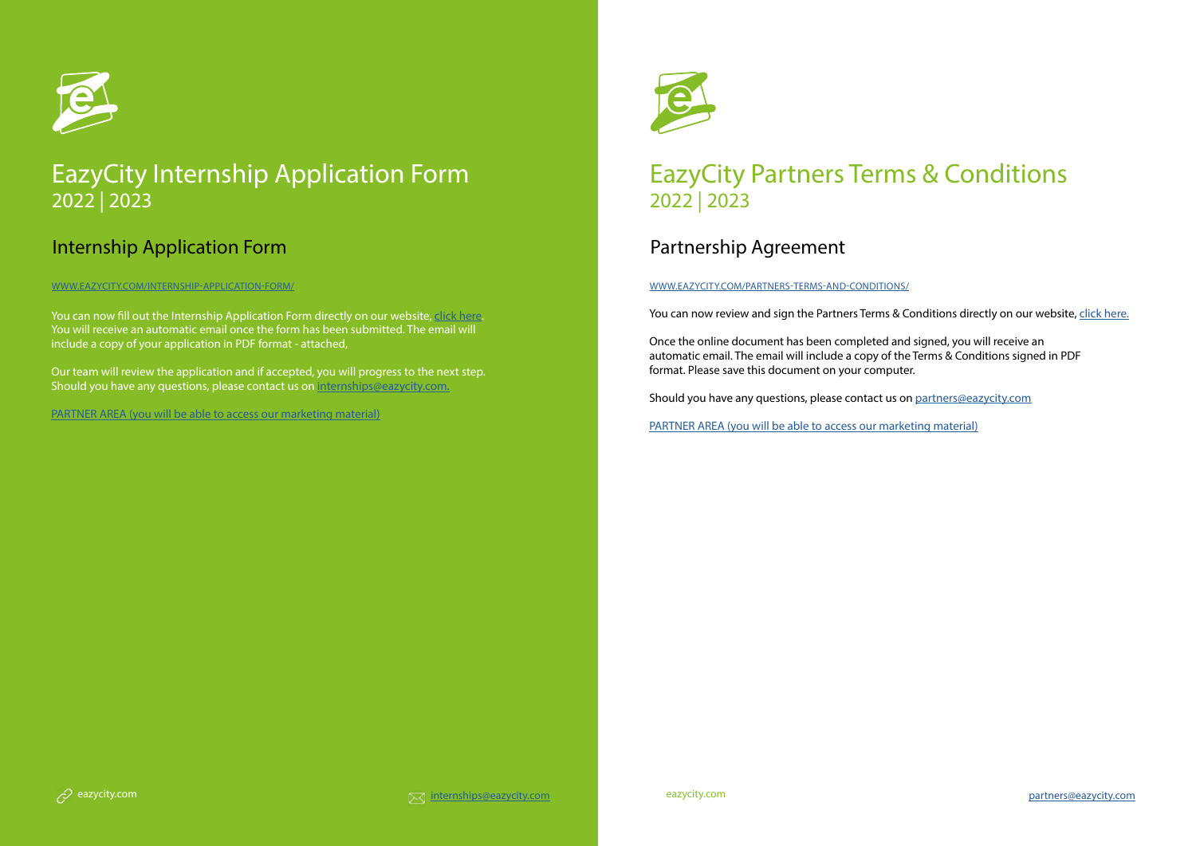# EazyCity Internship Application Form
2022 | 2023

## Internship Application Form

WWW.EAZYCITY.COM/INTERNSHIP-APPLICATION-FORM/

You can now fill out the Internship Application Form directly on our website, click here. You will receive an automatic email once the form has been submitted. The email will include a copy of your application in PDF format - attached,

Our team will review the application and if accepted, you will progress to the next step. Should you have any questions, please contact us on internships@eazycity.com.

PARTNER AREA (you will be able to access our marketing material)

eazycity.com

internships@eazycity.com

# EazyCity Partners Terms & Conditions
2022 | 2023

## Partnership Agreement

WWW.EAZYCITY.COM/PARTNERS-TERMS-AND-CONDITIONS/

You can now review and sign the Partners Terms & Conditions directly on our website, click here.

Once the online document has been completed and signed, you will receive an automatic email. The email will include a copy of the Terms & Conditions signed in PDF format. Please save this document on your computer.

Should you have any questions, please contact us on partners@eazycity.com

PARTNER AREA (you will be able to access our marketing material)

eazycity.com

partners@eazycity.com